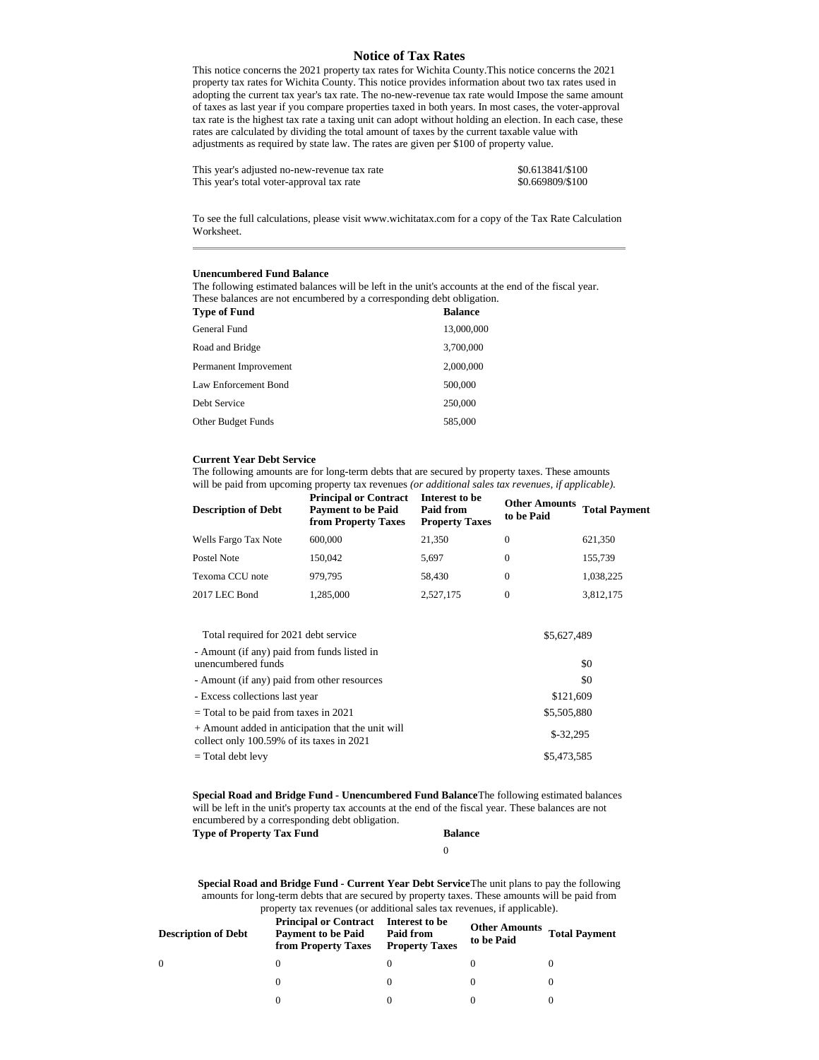# Notice of Tax Rates

This notice concerns the 2021 property tax rates for Wichita County.This notice concerns the 2021 property tax rates for Wichita County. This notice provides information about two tax rates used in adopting the current tax year's tax rate. The no-new-revenue tax rate would Impose the same amount of taxes as last year if you compare properties taxed in both years. In most cases, the voter-approval tax rate is the highest tax rate a taxing unit can adopt without holding an election. In each case, these rates are calculated by dividing the total amount of taxes by the current taxable value with adjustments as required by state law. The rates are given per $100 of property value.

| | |
|---|---|
| This year's adjusted no-new-revenue tax rate | $0.613841/$100 |
| This year's total voter-approval tax rate | $0.669809/$100 |

To see the full calculations, please visit www.wichitatax.com for a copy of the Tax Rate Calculation Worksheet.

---

**Unencumbered Fund Balance**

The following estimated balances will be left in the unit's accounts at the end of the fiscal year. These balances are not encumbered by a corresponding debt obligation.

| Type of Fund | Balance |
|---|---|
| General Fund | 13,000,000 |
| Road and Bridge | 3,700,000 |
| Permanent Improvement | 2,000,000 |
| Law Enforcement Bond | 500,000 |
| Debt Service | 250,000 |
| Other Budget Funds | 585,000 |

**Current Year Debt Service**

The following amounts are for long-term debts that are secured by property taxes. These amounts will be paid from upcoming property tax revenues *(or additional sales tax revenues, if applicable).*

| Description of Debt | Principal or Contract Payment to be Paid from Property Taxes | Interest to be Paid from Property Taxes | Other Amounts to be Paid | Total Payment |
|---|---|---|---|---|
| Wells Fargo Tax Note | 600,000 | 21,350 | 0 | 621,350 |
| Postel Note | 150,042 | 5,697 | 0 | 155,739 |
| Texoma CCU note | 979,795 | 58,430 | 0 | 1,038,225 |
| 2017 LEC Bond | 1,285,000 | 2,527,175 | 0 | 3,812,175 |

| | |
|---|---|
| Total required for 2021 debt service | $5,627,489 |
| - Amount (if any) paid from funds listed in unencumbered funds | $0 |
| - Amount (if any) paid from other resources | $0 |
| - Excess collections last year | $121,609 |
| = Total to be paid from taxes in 2021 | $5,505,880 |
| + Amount added in anticipation that the unit will collect only 100.59% of its taxes in 2021 | $-32,295 |
| = Total debt levy | $5,473,585 |

**Special Road and Bridge Fund - Unencumbered Fund Balance**The following estimated balances will be left in the unit's property tax accounts at the end of the fiscal year. These balances are not encumbered by a corresponding debt obligation.

| Type of Property Tax Fund | Balance |
|---|---|
| | 0 |

**Special Road and Bridge Fund - Current Year Debt Service**The unit plans to pay the following amounts for long-term debts that are secured by property taxes. These amounts will be paid from property tax revenues (or additional sales tax revenues, if applicable).

| Description of Debt | Principal or Contract Payment to be Paid from Property Taxes | Interest to be Paid from Property Taxes | Other Amounts to be Paid | Total Payment |
|---|---|---|---|---|
| 0 | 0 | 0 | 0 | 0 |
| | 0 | 0 | 0 | 0 |
| | 0 | 0 | 0 | 0 |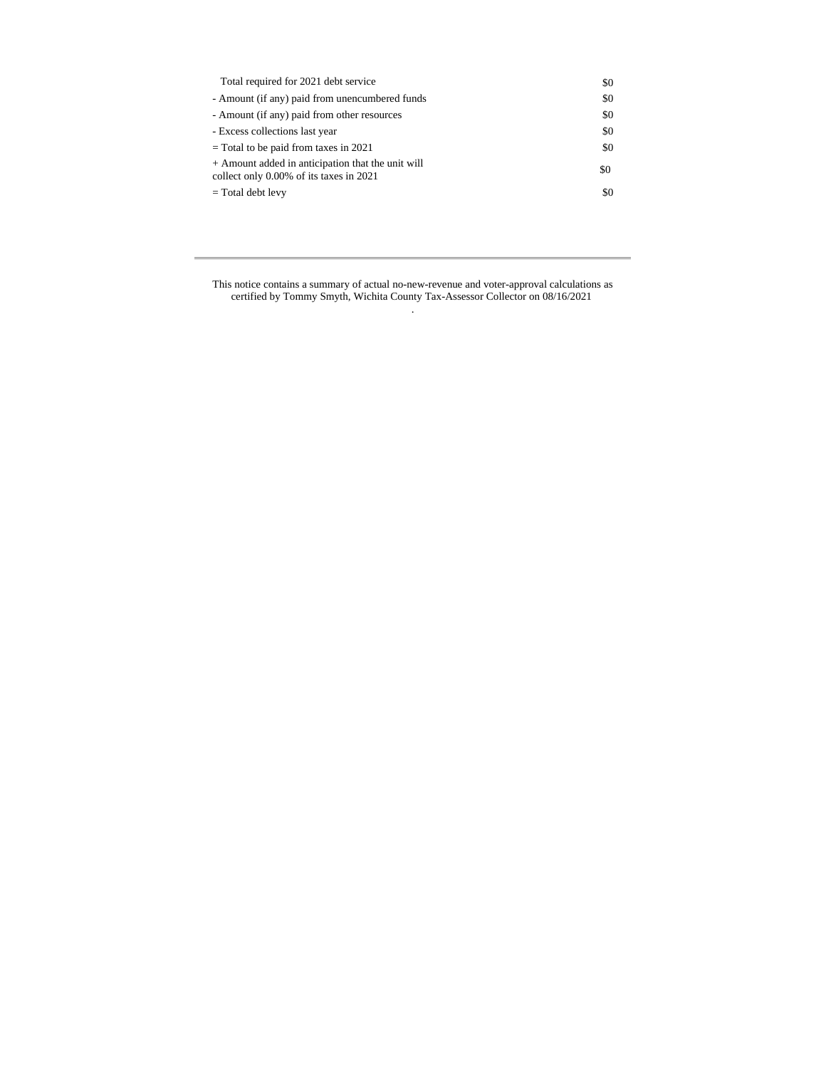| | |
|---|---|
| Total required for 2021 debt service | $0 |
| - Amount (if any) paid from unencumbered funds | $0 |
| - Amount (if any) paid from other resources | $0 |
| - Excess collections last year | $0 |
| = Total to be paid from taxes in 2021 | $0 |
| + Amount added in anticipation that the unit will collect only 0.00% of its taxes in 2021 | $0 |
| = Total debt levy | $0 |

---

This notice contains a summary of actual no-new-revenue and voter-approval calculations as certified by Tommy Smyth, Wichita County Tax-Assessor Collector on 08/16/2021

.